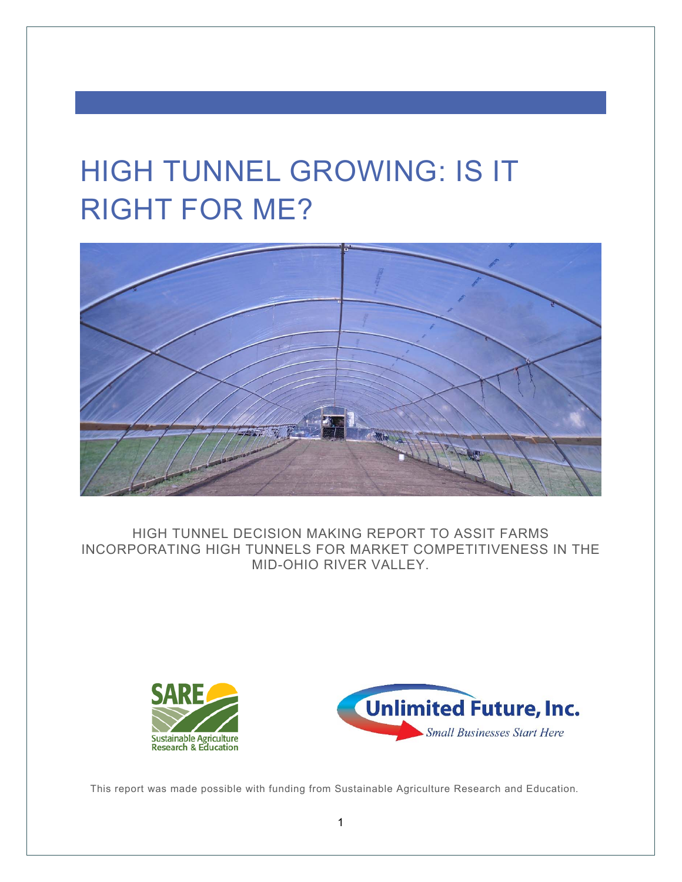# HIGH TUNNEL GROWING: IS IT RIGHT FOR ME?

HIGH TUNNEL DECISION MAKING REPORT TO ASSIT FARMS INCORPORATING HIGH TUNNELS FOR MARKET COMPETITIVENESS IN THE MID-OHIO RIVER VALLEY.

SARE Sustainable Agriculture Research & Education

Unlimited Future, Inc. *Small Businesses Start Here*

This report was made possible with funding from Sustainable Agriculture Research and Education.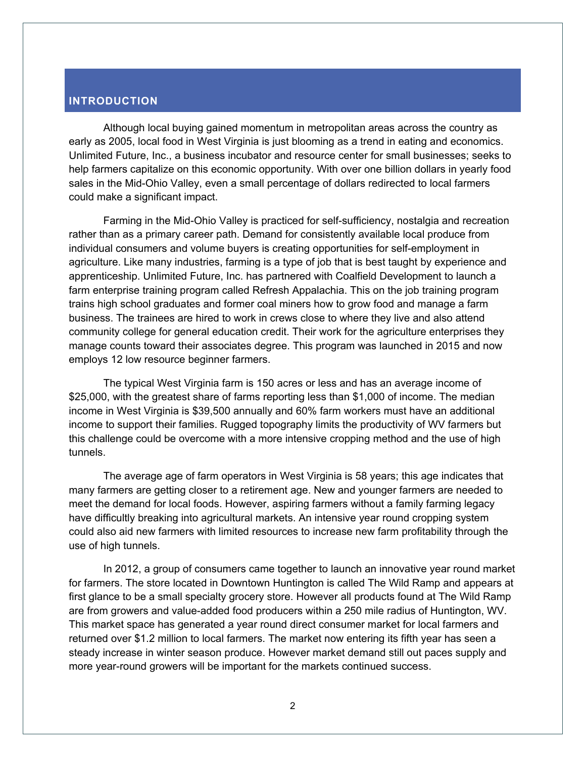## INTRODUCTION

Although local buying gained momentum in metropolitan areas across the country as early as 2005, local food in West Virginia is just blooming as a trend in eating and economics. Unlimited Future, Inc., a business incubator and resource center for small businesses; seeks to help farmers capitalize on this economic opportunity. With over one billion dollars in yearly food sales in the Mid-Ohio Valley, even a small percentage of dollars redirected to local farmers could make a significant impact.

Farming in the Mid-Ohio Valley is practiced for self-sufficiency, nostalgia and recreation rather than as a primary career path. Demand for consistently available local produce from individual consumers and volume buyers is creating opportunities for self-employment in agriculture. Like many industries, farming is a type of job that is best taught by experience and apprenticeship. Unlimited Future, Inc. has partnered with Coalfield Development to launch a farm enterprise training program called Refresh Appalachia. This on the job training program trains high school graduates and former coal miners how to grow food and manage a farm business. The trainees are hired to work in crews close to where they live and also attend community college for general education credit. Their work for the agriculture enterprises they manage counts toward their associates degree. This program was launched in 2015 and now employs 12 low resource beginner farmers.

The typical West Virginia farm is 150 acres or less and has an average income of $25,000, with the greatest share of farms reporting less than $1,000 of income. The median income in West Virginia is $39,500 annually and 60% farm workers must have an additional income to support their families. Rugged topography limits the productivity of WV farmers but this challenge could be overcome with a more intensive cropping method and the use of high tunnels.

The average age of farm operators in West Virginia is 58 years; this age indicates that many farmers are getting closer to a retirement age. New and younger farmers are needed to meet the demand for local foods. However, aspiring farmers without a family farming legacy have difficultly breaking into agricultural markets. An intensive year round cropping system could also aid new farmers with limited resources to increase new farm profitability through the use of high tunnels.

In 2012, a group of consumers came together to launch an innovative year round market for farmers. The store located in Downtown Huntington is called The Wild Ramp and appears at first glance to be a small specialty grocery store. However all products found at The Wild Ramp are from growers and value-added food producers within a 250 mile radius of Huntington, WV. This market space has generated a year round direct consumer market for local farmers and returned over $1.2 million to local farmers. The market now entering its fifth year has seen a steady increase in winter season produce. However market demand still out paces supply and more year-round growers will be important for the markets continued success.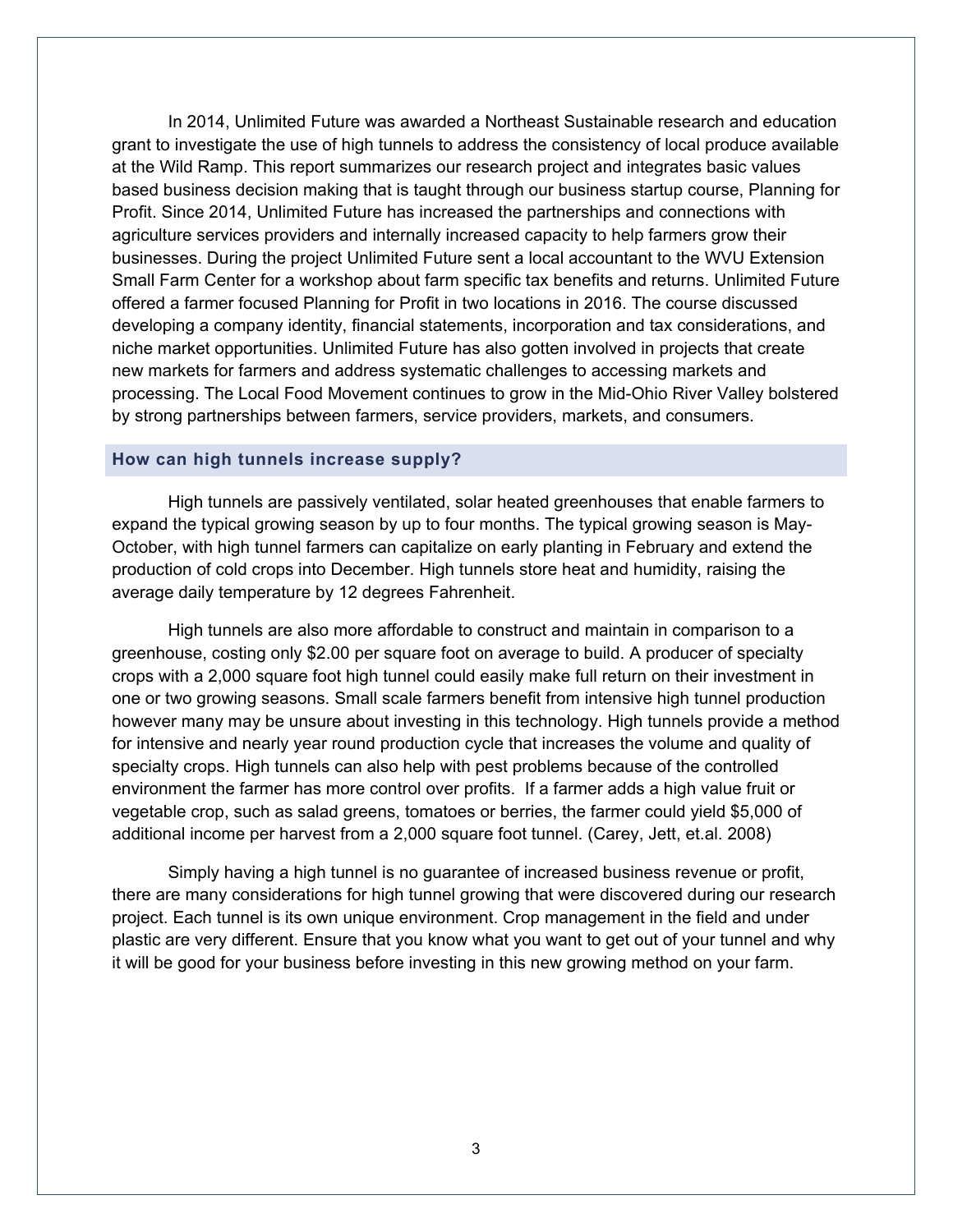In 2014, Unlimited Future was awarded a Northeast Sustainable research and education grant to investigate the use of high tunnels to address the consistency of local produce available at the Wild Ramp. This report summarizes our research project and integrates basic values based business decision making that is taught through our business startup course, Planning for Profit. Since 2014, Unlimited Future has increased the partnerships and connections with agriculture services providers and internally increased capacity to help farmers grow their businesses. During the project Unlimited Future sent a local accountant to the WVU Extension Small Farm Center for a workshop about farm specific tax benefits and returns. Unlimited Future offered a farmer focused Planning for Profit in two locations in 2016. The course discussed developing a company identity, financial statements, incorporation and tax considerations, and niche market opportunities. Unlimited Future has also gotten involved in projects that create new markets for farmers and address systematic challenges to accessing markets and processing. The Local Food Movement continues to grow in the Mid-Ohio River Valley bolstered by strong partnerships between farmers, service providers, markets, and consumers.

## How can high tunnels increase supply?

High tunnels are passively ventilated, solar heated greenhouses that enable farmers to expand the typical growing season by up to four months. The typical growing season is May-October, with high tunnel farmers can capitalize on early planting in February and extend the production of cold crops into December. High tunnels store heat and humidity, raising the average daily temperature by 12 degrees Fahrenheit.

High tunnels are also more affordable to construct and maintain in comparison to a greenhouse, costing only $2.00 per square foot on average to build. A producer of specialty crops with a 2,000 square foot high tunnel could easily make full return on their investment in one or two growing seasons. Small scale farmers benefit from intensive high tunnel production however many may be unsure about investing in this technology. High tunnels provide a method for intensive and nearly year round production cycle that increases the volume and quality of specialty crops. High tunnels can also help with pest problems because of the controlled environment the farmer has more control over profits. If a farmer adds a high value fruit or vegetable crop, such as salad greens, tomatoes or berries, the farmer could yield $5,000 of additional income per harvest from a 2,000 square foot tunnel. (Carey, Jett, et.al. 2008)

Simply having a high tunnel is no guarantee of increased business revenue or profit, there are many considerations for high tunnel growing that were discovered during our research project. Each tunnel is its own unique environment. Crop management in the field and under plastic are very different. Ensure that you know what you want to get out of your tunnel and why it will be good for your business before investing in this new growing method on your farm.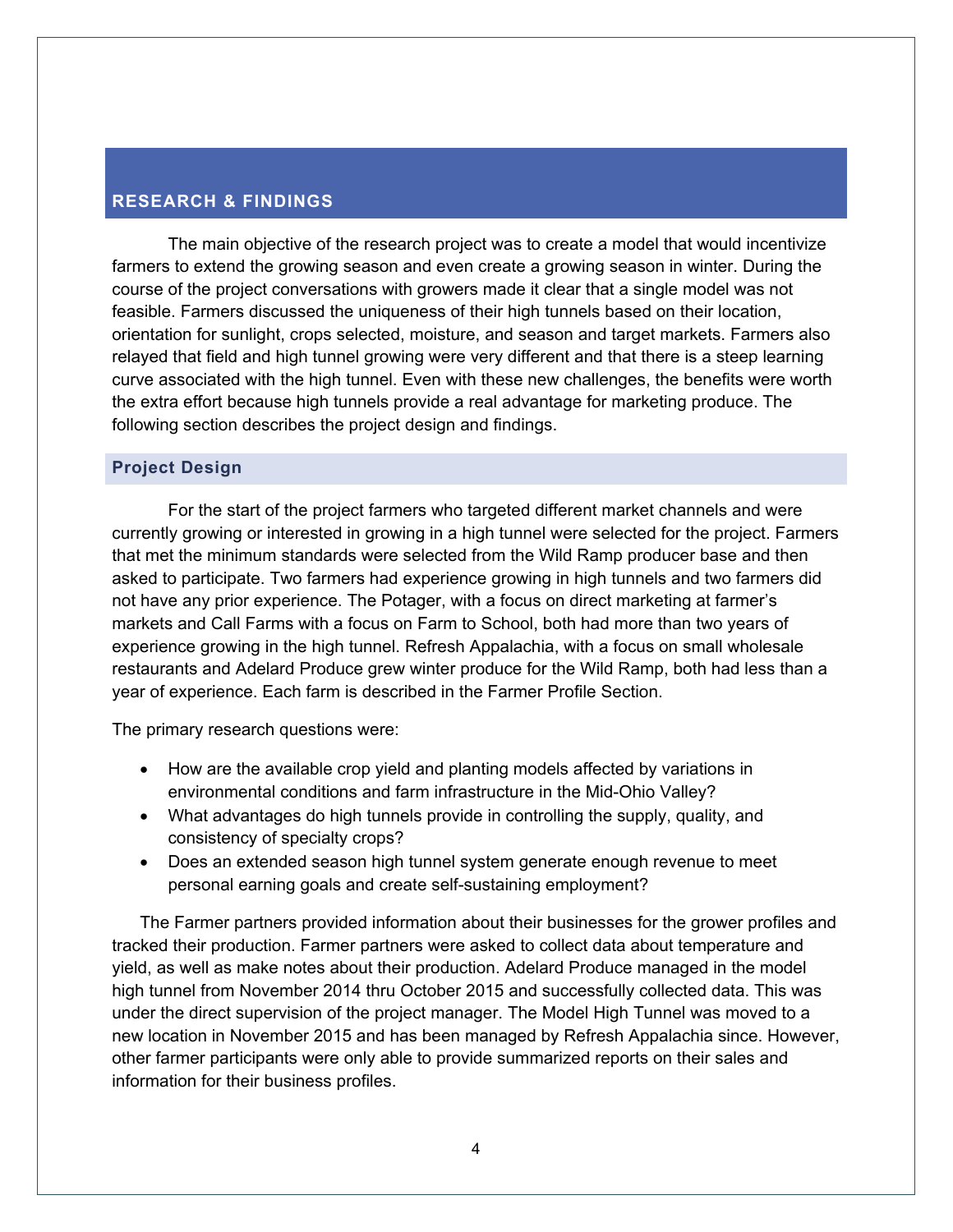## RESEARCH & FINDINGS

The main objective of the research project was to create a model that would incentivize farmers to extend the growing season and even create a growing season in winter. During the course of the project conversations with growers made it clear that a single model was not feasible. Farmers discussed the uniqueness of their high tunnels based on their location, orientation for sunlight, crops selected, moisture, and season and target markets. Farmers also relayed that field and high tunnel growing were very different and that there is a steep learning curve associated with the high tunnel. Even with these new challenges, the benefits were worth the extra effort because high tunnels provide a real advantage for marketing produce. The following section describes the project design and findings.

### Project Design

For the start of the project farmers who targeted different market channels and were currently growing or interested in growing in a high tunnel were selected for the project. Farmers that met the minimum standards were selected from the Wild Ramp producer base and then asked to participate. Two farmers had experience growing in high tunnels and two farmers did not have any prior experience. The Potager, with a focus on direct marketing at farmer's markets and Call Farms with a focus on Farm to School, both had more than two years of experience growing in the high tunnel. Refresh Appalachia, with a focus on small wholesale restaurants and Adelard Produce grew winter produce for the Wild Ramp, both had less than a year of experience. Each farm is described in the Farmer Profile Section.

The primary research questions were:

- How are the available crop yield and planting models affected by variations in environmental conditions and farm infrastructure in the Mid-Ohio Valley?
- What advantages do high tunnels provide in controlling the supply, quality, and consistency of specialty crops?
- Does an extended season high tunnel system generate enough revenue to meet personal earning goals and create self-sustaining employment?

The Farmer partners provided information about their businesses for the grower profiles and tracked their production. Farmer partners were asked to collect data about temperature and yield, as well as make notes about their production. Adelard Produce managed in the model high tunnel from November 2014 thru October 2015 and successfully collected data. This was under the direct supervision of the project manager. The Model High Tunnel was moved to a new location in November 2015 and has been managed by Refresh Appalachia since. However, other farmer participants were only able to provide summarized reports on their sales and information for their business profiles.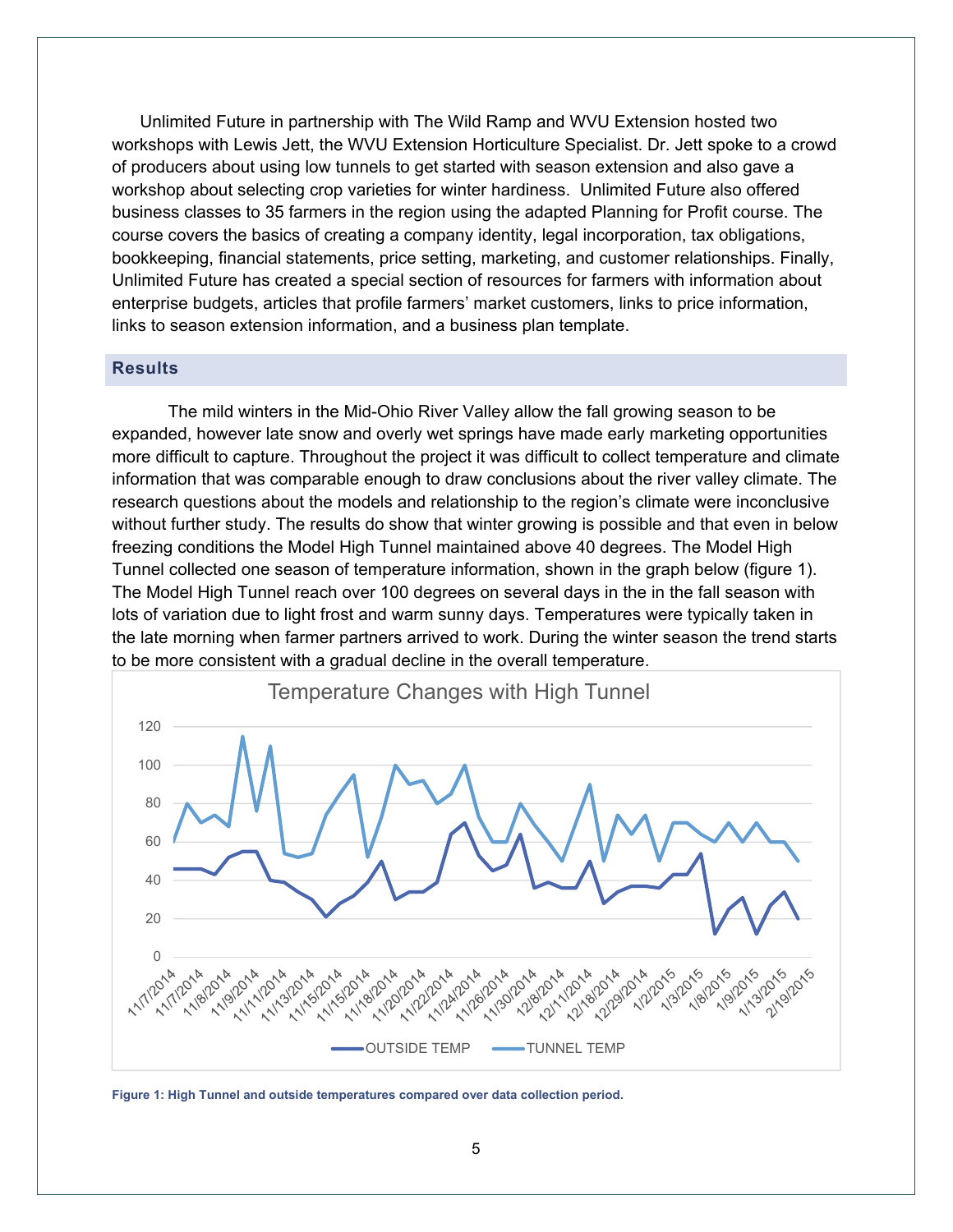Unlimited Future in partnership with The Wild Ramp and WVU Extension hosted two workshops with Lewis Jett, the WVU Extension Horticulture Specialist. Dr. Jett spoke to a crowd of producers about using low tunnels to get started with season extension and also gave a workshop about selecting crop varieties for winter hardiness. Unlimited Future also offered business classes to 35 farmers in the region using the adapted Planning for Profit course. The course covers the basics of creating a company identity, legal incorporation, tax obligations, bookkeeping, financial statements, price setting, marketing, and customer relationships. Finally, Unlimited Future has created a special section of resources for farmers with information about enterprise budgets, articles that profile farmers' market customers, links to price information, links to season extension information, and a business plan template.

## Results

The mild winters in the Mid-Ohio River Valley allow the fall growing season to be expanded, however late snow and overly wet springs have made early marketing opportunities more difficult to capture. Throughout the project it was difficult to collect temperature and climate information that was comparable enough to draw conclusions about the river valley climate. The research questions about the models and relationship to the region's climate were inconclusive without further study. The results do show that winter growing is possible and that even in below freezing conditions the Model High Tunnel maintained above 40 degrees. The Model High Tunnel collected one season of temperature information, shown in the graph below (figure 1). The Model High Tunnel reach over 100 degrees on several days in the in the fall season with lots of variation due to light frost and warm sunny days. Temperatures were typically taken in the late morning when farmer partners arrived to work. During the winter season the trend starts to be more consistent with a gradual decline in the overall temperature.

**Figure 1: High Tunnel and outside temperatures compared over data collection period.**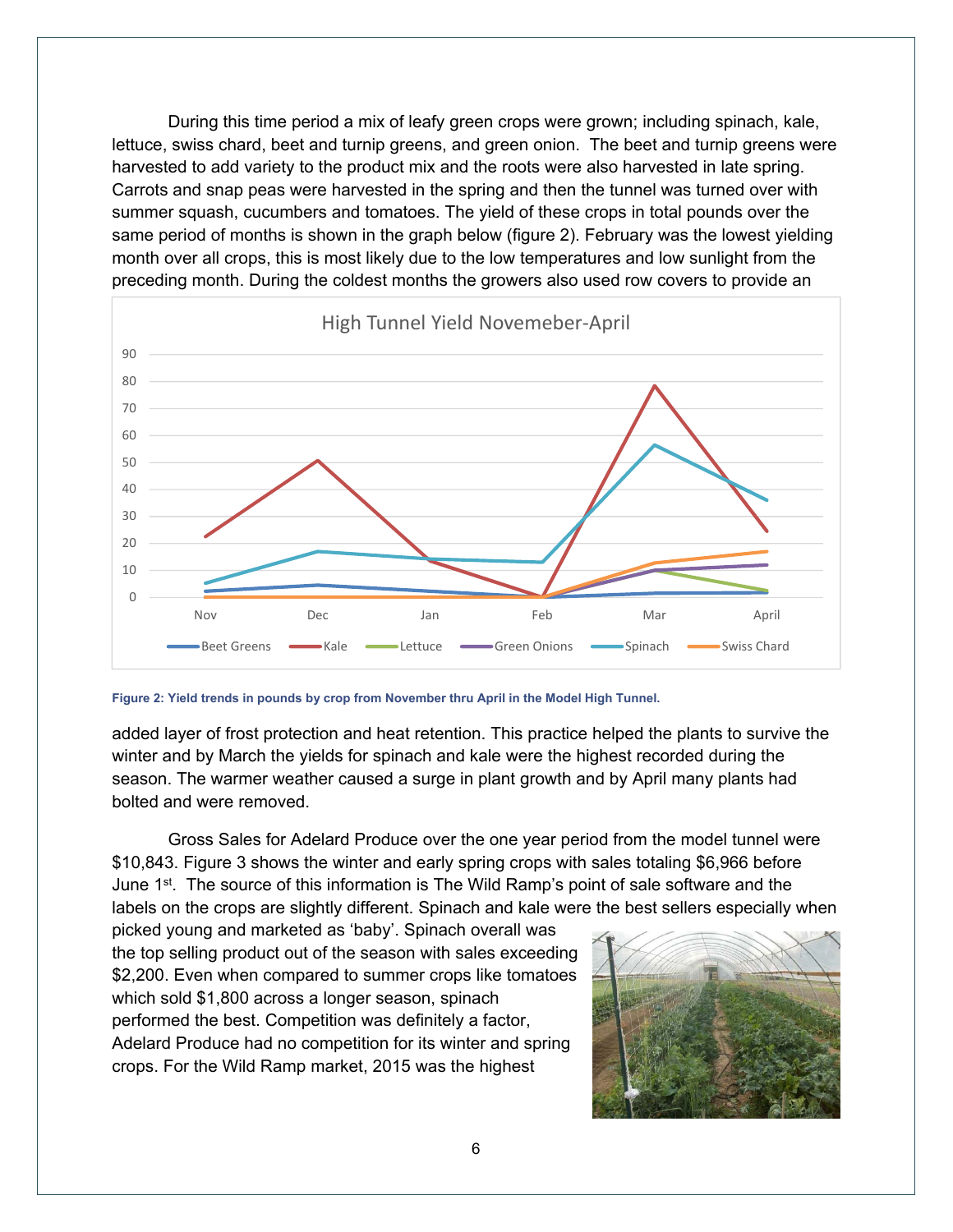During this time period a mix of leafy green crops were grown; including spinach, kale, lettuce, swiss chard, beet and turnip greens, and green onion. The beet and turnip greens were harvested to add variety to the product mix and the roots were also harvested in late spring. Carrots and snap peas were harvested in the spring and then the tunnel was turned over with summer squash, cucumbers and tomatoes. The yield of these crops in total pounds over the same period of months is shown in the graph below (figure 2). February was the lowest yielding month over all crops, this is most likely due to the low temperatures and low sunlight from the preceding month. During the coldest months the growers also used row covers to provide an added layer of frost protection and heat retention. This practice helped the plants to survive the winter and by March the yields for spinach and kale were the highest recorded during the season. The warmer weather caused a surge in plant growth and by April many plants had bolted and were removed.

**Figure 2: Yield trends in pounds by crop from November thru April in the Model High Tunnel.**

Gross Sales for Adelard Produce over the one year period from the model tunnel were $10,843. Figure 3 shows the winter and early spring crops with sales totaling $6,966 before June 1st. The source of this information is The Wild Ramp's point of sale software and the labels on the crops are slightly different. Spinach and kale were the best sellers especially when picked young and marketed as 'baby'. Spinach overall was the top selling product out of the season with sales exceeding $2,200. Even when compared to summer crops like tomatoes which sold $1,800 across a longer season, spinach performed the best. Competition was definitely a factor, Adelard Produce had no competition for its winter and spring crops. For the Wild Ramp market, 2015 was the highest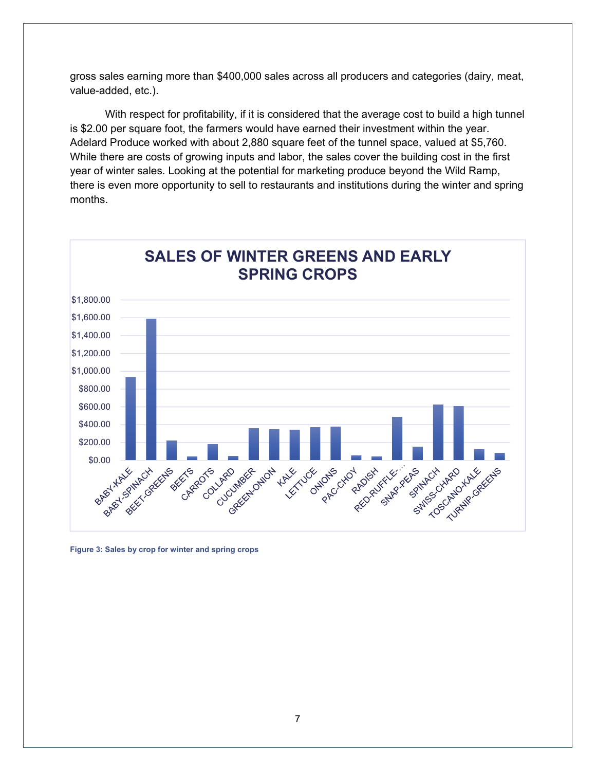gross sales earning more than $400,000 sales across all producers and categories (dairy, meat, value-added, etc.).

With respect for profitability, if it is considered that the average cost to build a high tunnel is $2.00 per square foot, the farmers would have earned their investment within the year. Adelard Produce worked with about 2,880 square feet of the tunnel space, valued at $5,760. While there are costs of growing inputs and labor, the sales cover the building cost in the first year of winter sales. Looking at the potential for marketing produce beyond the Wild Ramp, there is even more opportunity to sell to restaurants and institutions during the winter and spring months.

Figure 3: Sales by crop for winter and spring crops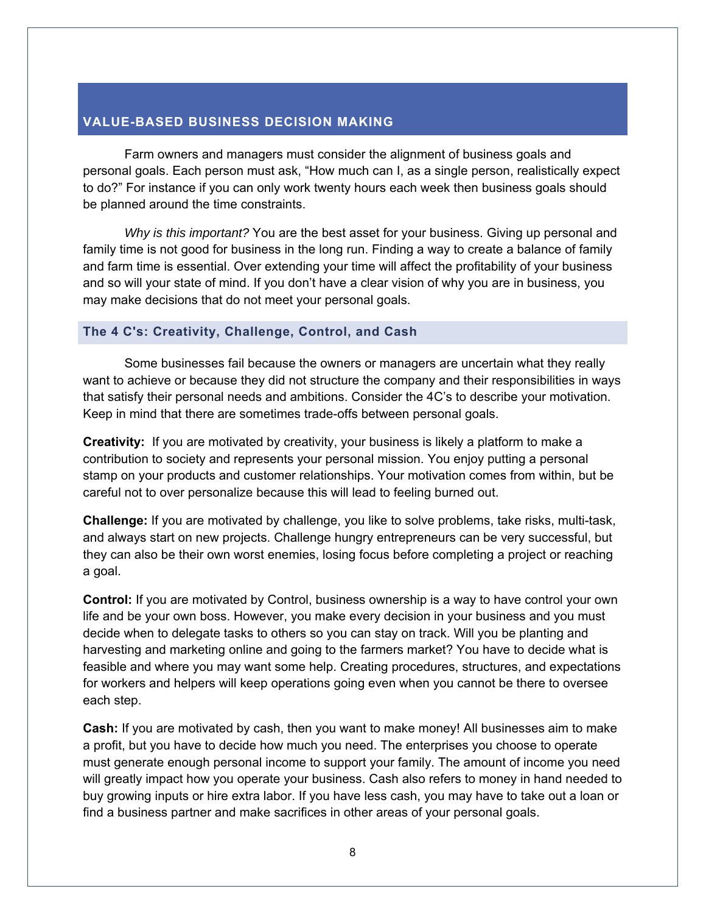## VALUE-BASED BUSINESS DECISION MAKING

Farm owners and managers must consider the alignment of business goals and personal goals. Each person must ask, "How much can I, as a single person, realistically expect to do?" For instance if you can only work twenty hours each week then business goals should be planned around the time constraints.

*Why is this important?* You are the best asset for your business. Giving up personal and family time is not good for business in the long run. Finding a way to create a balance of family and farm time is essential. Over extending your time will affect the profitability of your business and so will your state of mind. If you don't have a clear vision of why you are in business, you may make decisions that do not meet your personal goals.

### The 4 C's: Creativity, Challenge, Control, and Cash

Some businesses fail because the owners or managers are uncertain what they really want to achieve or because they did not structure the company and their responsibilities in ways that satisfy their personal needs and ambitions. Consider the 4C's to describe your motivation. Keep in mind that there are sometimes trade-offs between personal goals.

**Creativity:** If you are motivated by creativity, your business is likely a platform to make a contribution to society and represents your personal mission. You enjoy putting a personal stamp on your products and customer relationships. Your motivation comes from within, but be careful not to over personalize because this will lead to feeling burned out.

**Challenge:** If you are motivated by challenge, you like to solve problems, take risks, multi-task, and always start on new projects. Challenge hungry entrepreneurs can be very successful, but they can also be their own worst enemies, losing focus before completing a project or reaching a goal.

**Control:** If you are motivated by Control, business ownership is a way to have control your own life and be your own boss. However, you make every decision in your business and you must decide when to delegate tasks to others so you can stay on track. Will you be planting and harvesting and marketing online and going to the farmers market? You have to decide what is feasible and where you may want some help. Creating procedures, structures, and expectations for workers and helpers will keep operations going even when you cannot be there to oversee each step.

**Cash:** If you are motivated by cash, then you want to make money! All businesses aim to make a profit, but you have to decide how much you need. The enterprises you choose to operate must generate enough personal income to support your family. The amount of income you need will greatly impact how you operate your business. Cash also refers to money in hand needed to buy growing inputs or hire extra labor. If you have less cash, you may have to take out a loan or find a business partner and make sacrifices in other areas of your personal goals.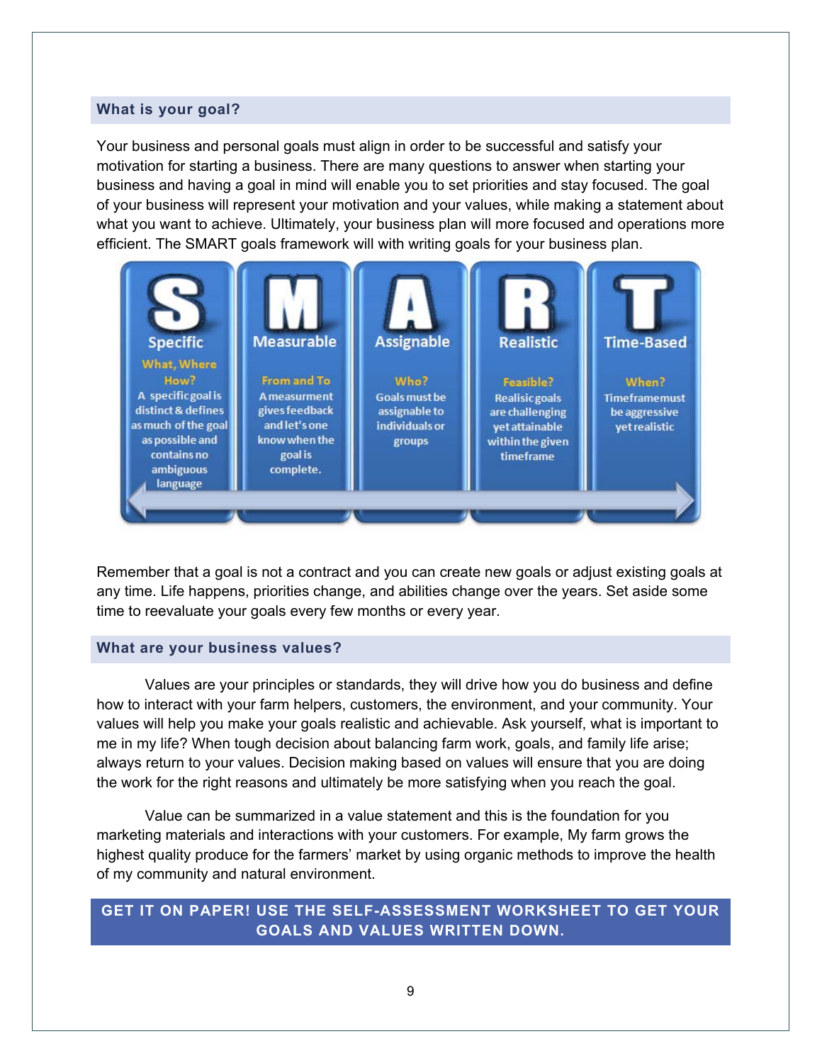## What is your goal?

Your business and personal goals must align in order to be successful and satisfy your motivation for starting a business. There are many questions to answer when starting your business and having a goal in mind will enable you to set priorities and stay focused. The goal of your business will represent your motivation and your values, while making a statement about what you want to achieve. Ultimately, your business plan will more focused and operations more efficient. The SMART goals framework will with writing goals for your business plan.

| S | M | A | R | T |
|---|---|---|---|---|
| Specific | Measurable | Assignable | Realistic | Time-Based |
| What, Where How? | From and To | Who? | Feasible? | When? |
| A specific goal is distinct & defines as much of the goal as possible and contains no ambiguous language | A measurment gives feedback and let's one know when the goal is complete. | Goals must be assignable to individuals or groups | Realisic goals are challenging yet attainable within the given timeframe | Timeframe must be aggressive yet realistic |

Remember that a goal is not a contract and you can create new goals or adjust existing goals at any time. Life happens, priorities change, and abilities change over the years. Set aside some time to reevaluate your goals every few months or every year.

## What are your business values?

Values are your principles or standards, they will drive how you do business and define how to interact with your farm helpers, customers, the environment, and your community. Your values will help you make your goals realistic and achievable. Ask yourself, what is important to me in my life? When tough decision about balancing farm work, goals, and family life arise; always return to your values. Decision making based on values will ensure that you are doing the work for the right reasons and ultimately be more satisfying when you reach the goal.

Value can be summarized in a value statement and this is the foundation for you marketing materials and interactions with your customers. For example, My farm grows the highest quality produce for the farmers' market by using organic methods to improve the health of my community and natural environment.

**GET IT ON PAPER! USE THE SELF-ASSESSMENT WORKSHEET TO GET YOUR GOALS AND VALUES WRITTEN DOWN.**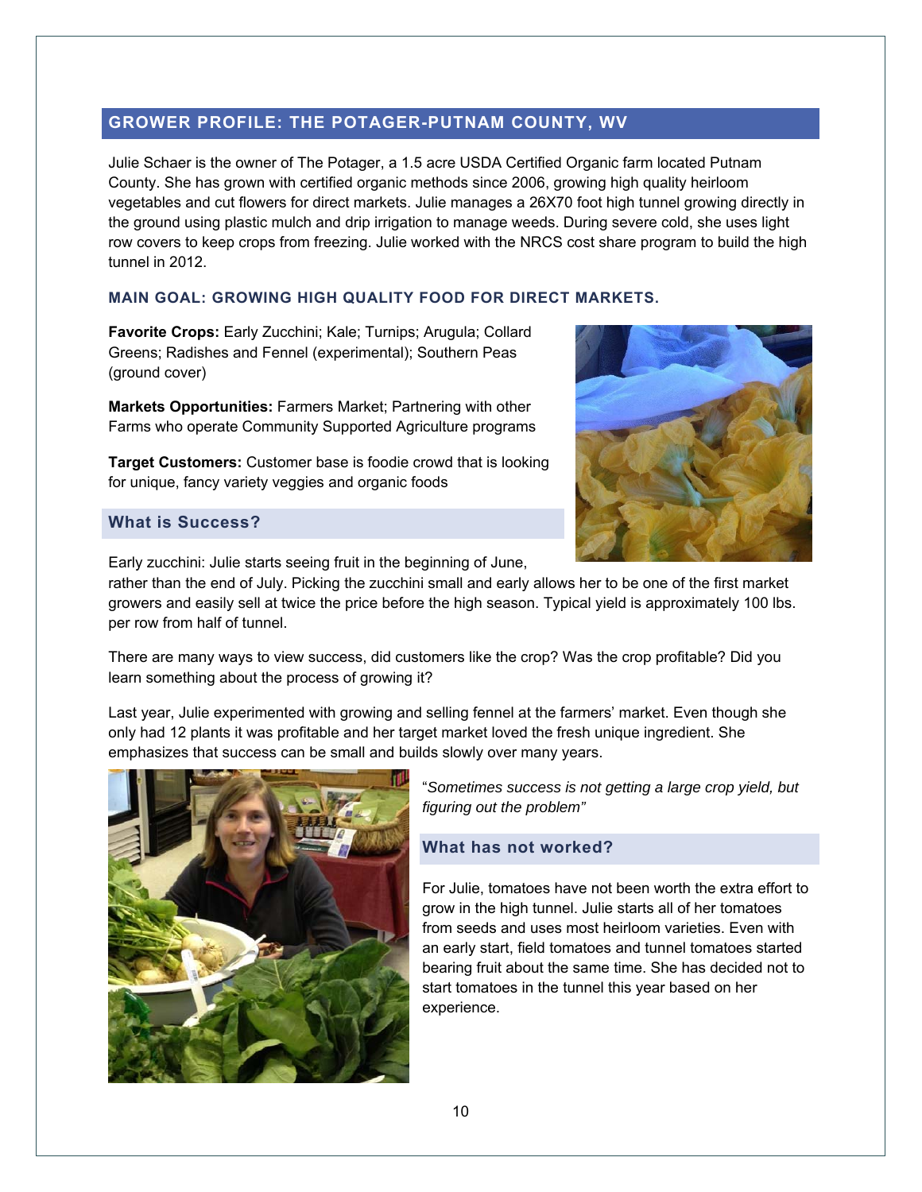## GROWER PROFILE: THE POTAGER-PUTNAM COUNTY, WV

Julie Schaer is the owner of The Potager, a 1.5 acre USDA Certified Organic farm located Putnam County. She has grown with certified organic methods since 2006, growing high quality heirloom vegetables and cut flowers for direct markets. Julie manages a 26X70 foot high tunnel growing directly in the ground using plastic mulch and drip irrigation to manage weeds. During severe cold, she uses light row covers to keep crops from freezing. Julie worked with the NRCS cost share program to build the high tunnel in 2012.

### MAIN GOAL: GROWING HIGH QUALITY FOOD FOR DIRECT MARKETS.

**Favorite Crops:** Early Zucchini; Kale; Turnips; Arugula; Collard Greens; Radishes and Fennel (experimental); Southern Peas (ground cover)

**Markets Opportunities:** Farmers Market; Partnering with other Farms who operate Community Supported Agriculture programs

**Target Customers:** Customer base is foodie crowd that is looking for unique, fancy variety veggies and organic foods

### What is Success?

Early zucchini: Julie starts seeing fruit in the beginning of June, rather than the end of July. Picking the zucchini small and early allows her to be one of the first market growers and easily sell at twice the price before the high season. Typical yield is approximately 100 lbs. per row from half of tunnel.

There are many ways to view success, did customers like the crop? Was the crop profitable? Did you learn something about the process of growing it?

Last year, Julie experimented with growing and selling fennel at the farmers' market. Even though she only had 12 plants it was profitable and her target market loved the fresh unique ingredient. She emphasizes that success can be small and builds slowly over many years.

"*Sometimes success is not getting a large crop yield, but figuring out the problem"*

### What has not worked?

For Julie, tomatoes have not been worth the extra effort to grow in the high tunnel. Julie starts all of her tomatoes from seeds and uses most heirloom varieties. Even with an early start, field tomatoes and tunnel tomatoes started bearing fruit about the same time. She has decided not to start tomatoes in the tunnel this year based on her experience.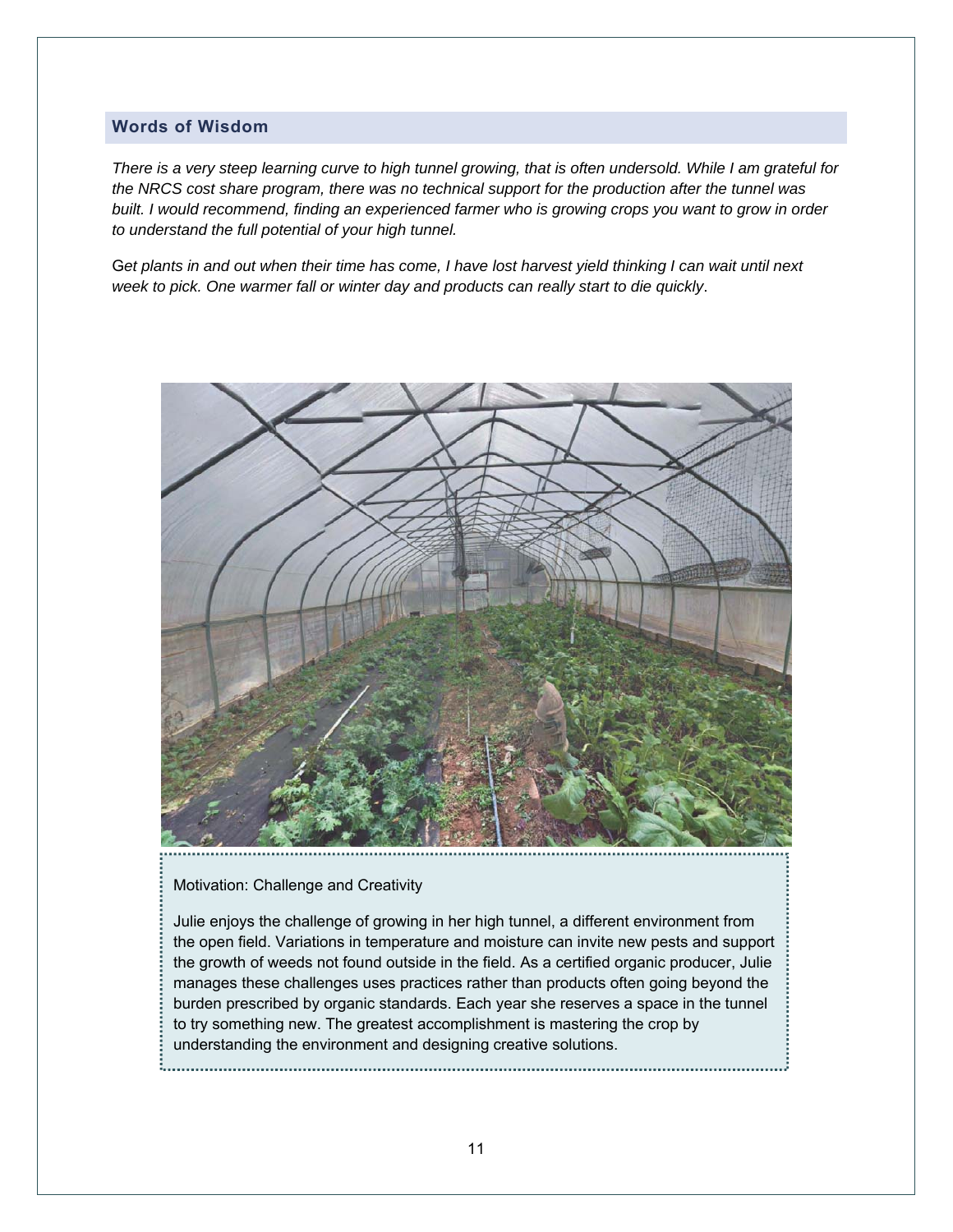## Words of Wisdom

*There is a very steep learning curve to high tunnel growing, that is often undersold. While I am grateful for the NRCS cost share program, there was no technical support for the production after the tunnel was built. I would recommend, finding an experienced farmer who is growing crops you want to grow in order to understand the full potential of your high tunnel.*

G*et plants in and out when their time has come, I have lost harvest yield thinking I can wait until next week to pick. One warmer fall or winter day and products can really start to die quickly*.

Motivation: Challenge and Creativity

Julie enjoys the challenge of growing in her high tunnel, a different environment from the open field. Variations in temperature and moisture can invite new pests and support the growth of weeds not found outside in the field. As a certified organic producer, Julie manages these challenges uses practices rather than products often going beyond the burden prescribed by organic standards. Each year she reserves a space in the tunnel to try something new. The greatest accomplishment is mastering the crop by understanding the environment and designing creative solutions.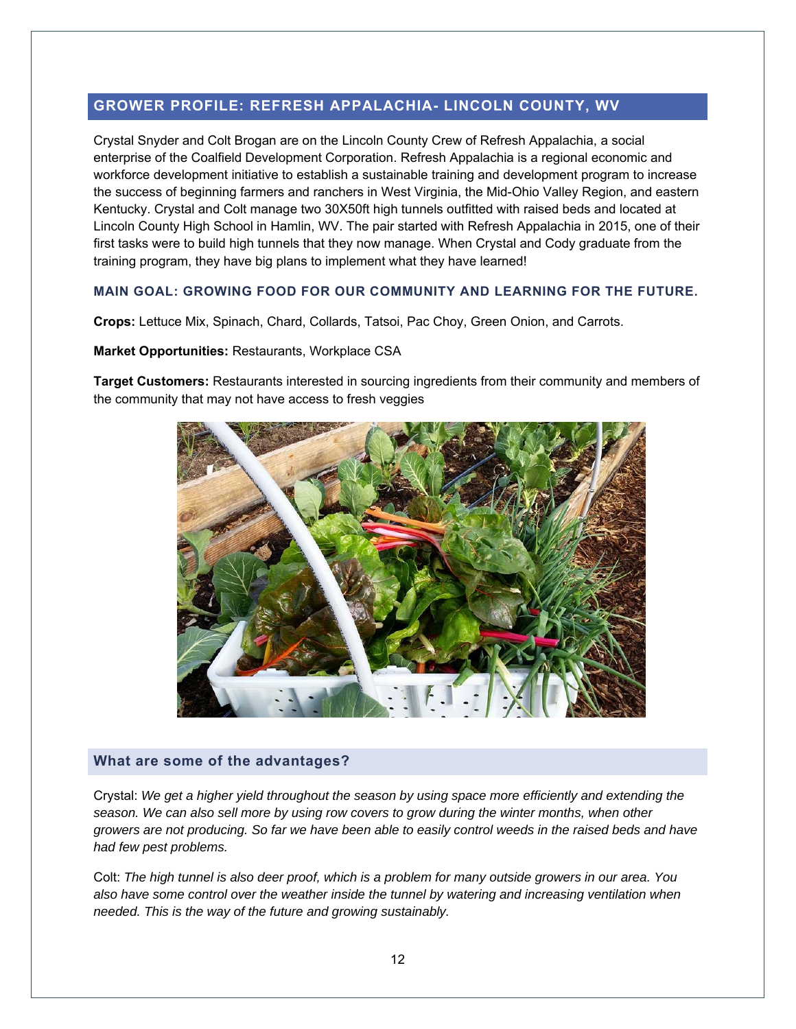## GROWER PROFILE: REFRESH APPALACHIA- LINCOLN COUNTY, WV

Crystal Snyder and Colt Brogan are on the Lincoln County Crew of Refresh Appalachia, a social enterprise of the Coalfield Development Corporation. Refresh Appalachia is a regional economic and workforce development initiative to establish a sustainable training and development program to increase the success of beginning farmers and ranchers in West Virginia, the Mid-Ohio Valley Region, and eastern Kentucky. Crystal and Colt manage two 30X50ft high tunnels outfitted with raised beds and located at Lincoln County High School in Hamlin, WV. The pair started with Refresh Appalachia in 2015, one of their first tasks were to build high tunnels that they now manage. When Crystal and Cody graduate from the training program, they have big plans to implement what they have learned!

### MAIN GOAL: GROWING FOOD FOR OUR COMMUNITY AND LEARNING FOR THE FUTURE.

**Crops:** Lettuce Mix, Spinach, Chard, Collards, Tatsoi, Pac Choy, Green Onion, and Carrots.

**Market Opportunities:** Restaurants, Workplace CSA

**Target Customers:** Restaurants interested in sourcing ingredients from their community and members of the community that may not have access to fresh veggies

### What are some of the advantages?

Crystal: *We get a higher yield throughout the season by using space more efficiently and extending the season. We can also sell more by using row covers to grow during the winter months, when other growers are not producing. So far we have been able to easily control weeds in the raised beds and have had few pest problems.*

Colt: *The high tunnel is also deer proof, which is a problem for many outside growers in our area. You also have some control over the weather inside the tunnel by watering and increasing ventilation when needed. This is the way of the future and growing sustainably.*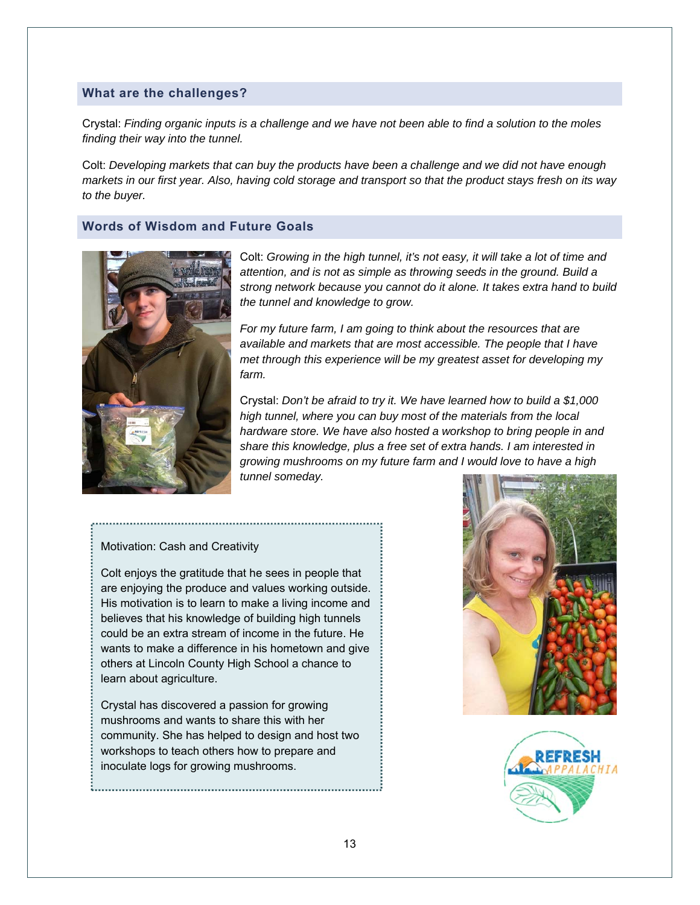## What are the challenges?

Crystal: *Finding organic inputs is a challenge and we have not been able to find a solution to the moles finding their way into the tunnel.*

Colt: *Developing markets that can buy the products have been a challenge and we did not have enough markets in our first year. Also, having cold storage and transport so that the product stays fresh on its way to the buyer.*

## Words of Wisdom and Future Goals

Colt: *Growing in the high tunnel, it's not easy, it will take a lot of time and attention, and is not as simple as throwing seeds in the ground. Build a strong network because you cannot do it alone. It takes extra hand to build the tunnel and knowledge to grow.*

*For my future farm, I am going to think about the resources that are available and markets that are most accessible. The people that I have met through this experience will be my greatest asset for developing my farm.*

Crystal: *Don't be afraid to try it. We have learned how to build a $1,000 high tunnel, where you can buy most of the materials from the local hardware store. We have also hosted a workshop to bring people in and share this knowledge, plus a free set of extra hands. I am interested in growing mushrooms on my future farm and I would love to have a high tunnel someday.*

Motivation: Cash and Creativity

Colt enjoys the gratitude that he sees in people that are enjoying the produce and values working outside. His motivation is to learn to make a living income and believes that his knowledge of building high tunnels could be an extra stream of income in the future. He wants to make a difference in his hometown and give others at Lincoln County High School a chance to learn about agriculture.

Crystal has discovered a passion for growing mushrooms and wants to share this with her community. She has helped to design and host two workshops to teach others how to prepare and inoculate logs for growing mushrooms.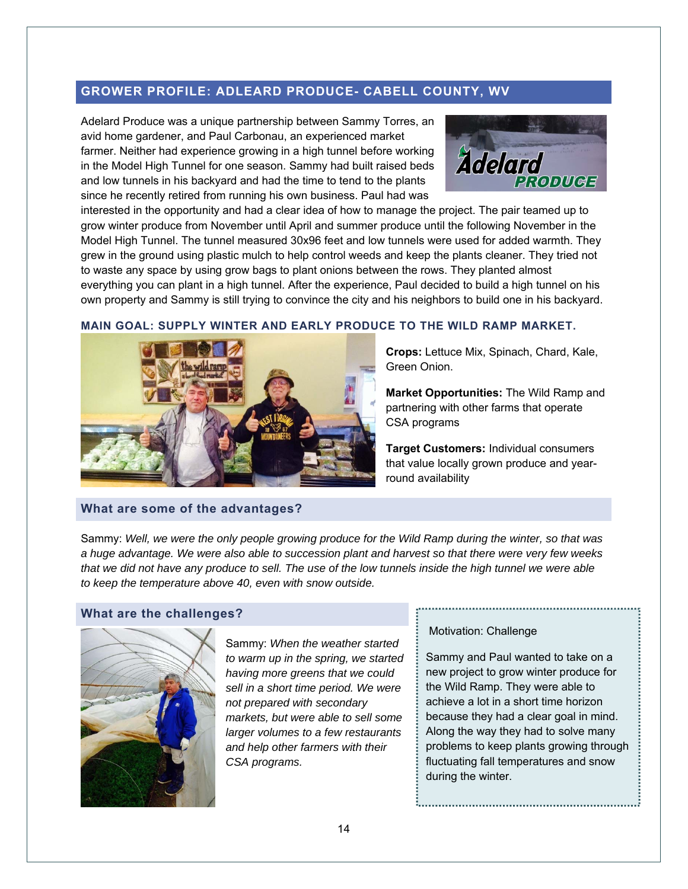## GROWER PROFILE: ADLEARD PRODUCE- CABELL COUNTY, WV

Adelard Produce was a unique partnership between Sammy Torres, an avid home gardener, and Paul Carbonau, an experienced market farmer. Neither had experience growing in a high tunnel before working in the Model High Tunnel for one season. Sammy had built raised beds and low tunnels in his backyard and had the time to tend to the plants since he recently retired from running his own business. Paul had was interested in the opportunity and had a clear idea of how to manage the project. The pair teamed up to grow winter produce from November until April and summer produce until the following November in the Model High Tunnel. The tunnel measured 30x96 feet and low tunnels were used for added warmth. They grew in the ground using plastic mulch to help control weeds and keep the plants cleaner. They tried not to waste any space by using grow bags to plant onions between the rows. They planted almost everything you can plant in a high tunnel. After the experience, Paul decided to build a high tunnel on his own property and Sammy is still trying to convince the city and his neighbors to build one in his backyard.

### MAIN GOAL: SUPPLY WINTER AND EARLY PRODUCE TO THE WILD RAMP MARKET.

**Crops:** Lettuce Mix, Spinach, Chard, Kale, Green Onion.

**Market Opportunities:** The Wild Ramp and partnering with other farms that operate CSA programs

**Target Customers:** Individual consumers that value locally grown produce and year-round availability

### What are some of the advantages?

Sammy: *Well, we were the only people growing produce for the Wild Ramp during the winter, so that was a huge advantage. We were also able to succession plant and harvest so that there were very few weeks that we did not have any produce to sell. The use of the low tunnels inside the high tunnel we were able to keep the temperature above 40, even with snow outside.*

### What are the challenges?

Sammy: *When the weather started to warm up in the spring, we started having more greens that we could sell in a short time period. We were not prepared with secondary markets, but were able to sell some larger volumes to a few restaurants and help other farmers with their CSA programs.*

Motivation: Challenge

Sammy and Paul wanted to take on a new project to grow winter produce for the Wild Ramp. They were able to achieve a lot in a short time horizon because they had a clear goal in mind. Along the way they had to solve many problems to keep plants growing through fluctuating fall temperatures and snow during the winter.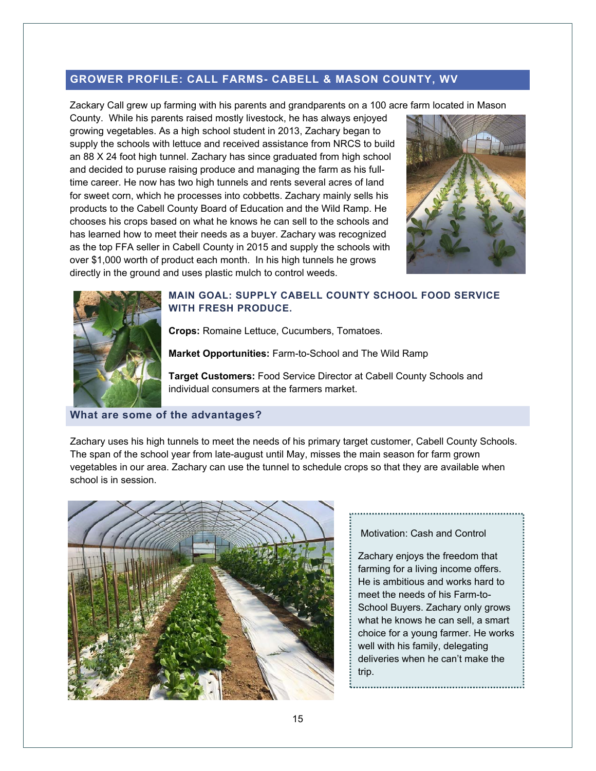## GROWER PROFILE: CALL FARMS- CABELL & MASON COUNTY, WV

Zackary Call grew up farming with his parents and grandparents on a 100 acre farm located in Mason County. While his parents raised mostly livestock, he has always enjoyed growing vegetables. As a high school student in 2013, Zachary began to supply the schools with lettuce and received assistance from NRCS to build an 88 X 24 foot high tunnel. Zachary has since graduated from high school and decided to puruse raising produce and managing the farm as his full-time career. He now has two high tunnels and rents several acres of land for sweet corn, which he processes into cobbetts. Zachary mainly sells his products to the Cabell County Board of Education and the Wild Ramp. He chooses his crops based on what he knows he can sell to the schools and has learned how to meet their needs as a buyer. Zachary was recognized as the top FFA seller in Cabell County in 2015 and supply the schools with over $1,000 worth of product each month. In his high tunnels he grows directly in the ground and uses plastic mulch to control weeds.

### MAIN GOAL: SUPPLY CABELL COUNTY SCHOOL FOOD SERVICE WITH FRESH PRODUCE.

**Crops:** Romaine Lettuce, Cucumbers, Tomatoes.

**Market Opportunities:** Farm-to-School and The Wild Ramp

**Target Customers:** Food Service Director at Cabell County Schools and individual consumers at the farmers market.

### What are some of the advantages?

Zachary uses his high tunnels to meet the needs of his primary target customer, Cabell County Schools. The span of the school year from late-august until May, misses the main season for farm grown vegetables in our area. Zachary can use the tunnel to schedule crops so that they are available when school is in session.

Motivation: Cash and Control

Zachary enjoys the freedom that farming for a living income offers. He is ambitious and works hard to meet the needs of his Farm-to-School Buyers. Zachary only grows what he knows he can sell, a smart choice for a young farmer. He works well with his family, delegating deliveries when he can't make the trip.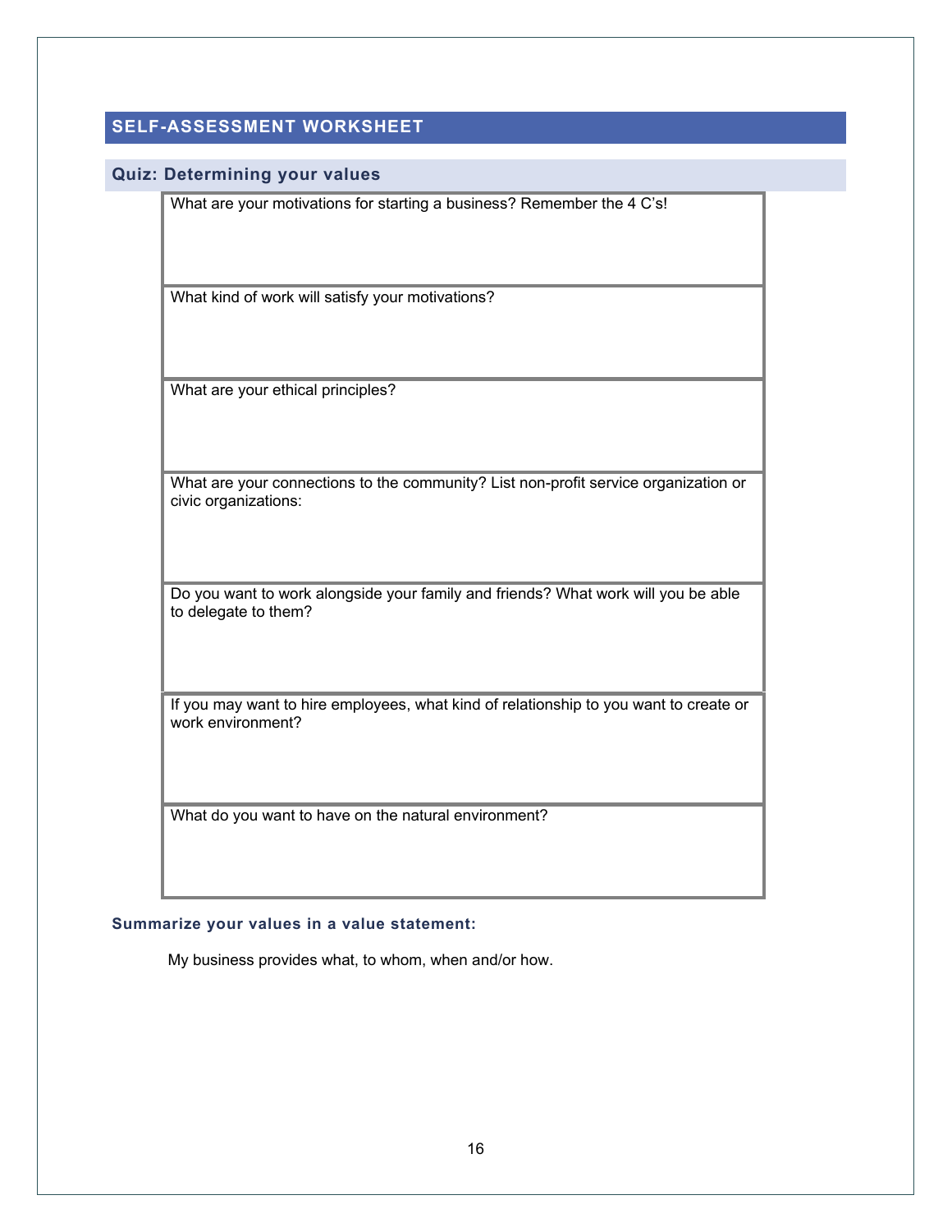## SELF-ASSESSMENT WORKSHEET

### Quiz: Determining your values

| What are your motivations for starting a business? Remember the 4 C's! |
| --- |
| What kind of work will satisfy your motivations? |
| What are your ethical principles? |
| What are your connections to the community? List non-profit service organization or civic organizations: |
| Do you want to work alongside your family and friends? What work will you be able to delegate to them? |
| If you may want to hire employees, what kind of relationship to you want to create or work environment? |
| What do you want to have on the natural environment? |

**Summarize your values in a value statement:**

My business provides what, to whom, when and/or how.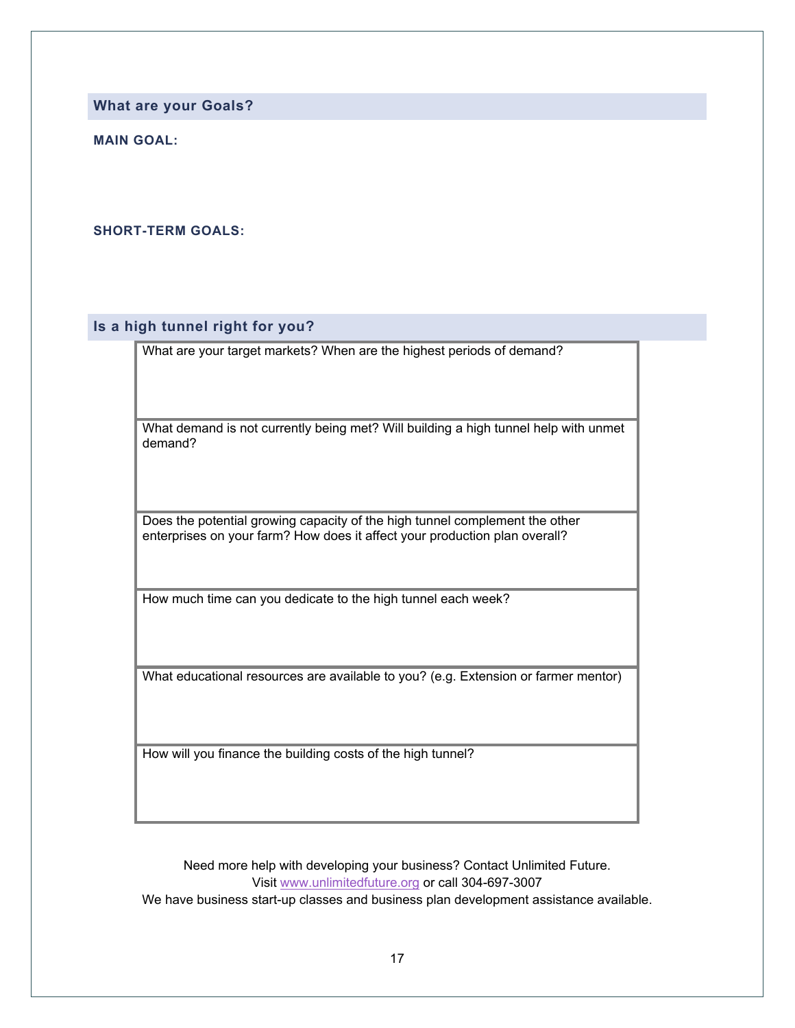## What are your Goals?

**MAIN GOAL:**

**SHORT-TERM GOALS:**

## Is a high tunnel right for you?

| |
|---|
| What are your target markets? When are the highest periods of demand? |
| What demand is not currently being met? Will building a high tunnel help with unmet demand? |
| Does the potential growing capacity of the high tunnel complement the other enterprises on your farm? How does it affect your production plan overall? |
| How much time can you dedicate to the high tunnel each week? |
| What educational resources are available to you? (e.g. Extension or farmer mentor) |
| How will you finance the building costs of the high tunnel? |

Need more help with developing your business? Contact Unlimited Future.
Visit www.unlimitedfuture.org or call 304-697-3007
We have business start-up classes and business plan development assistance available.